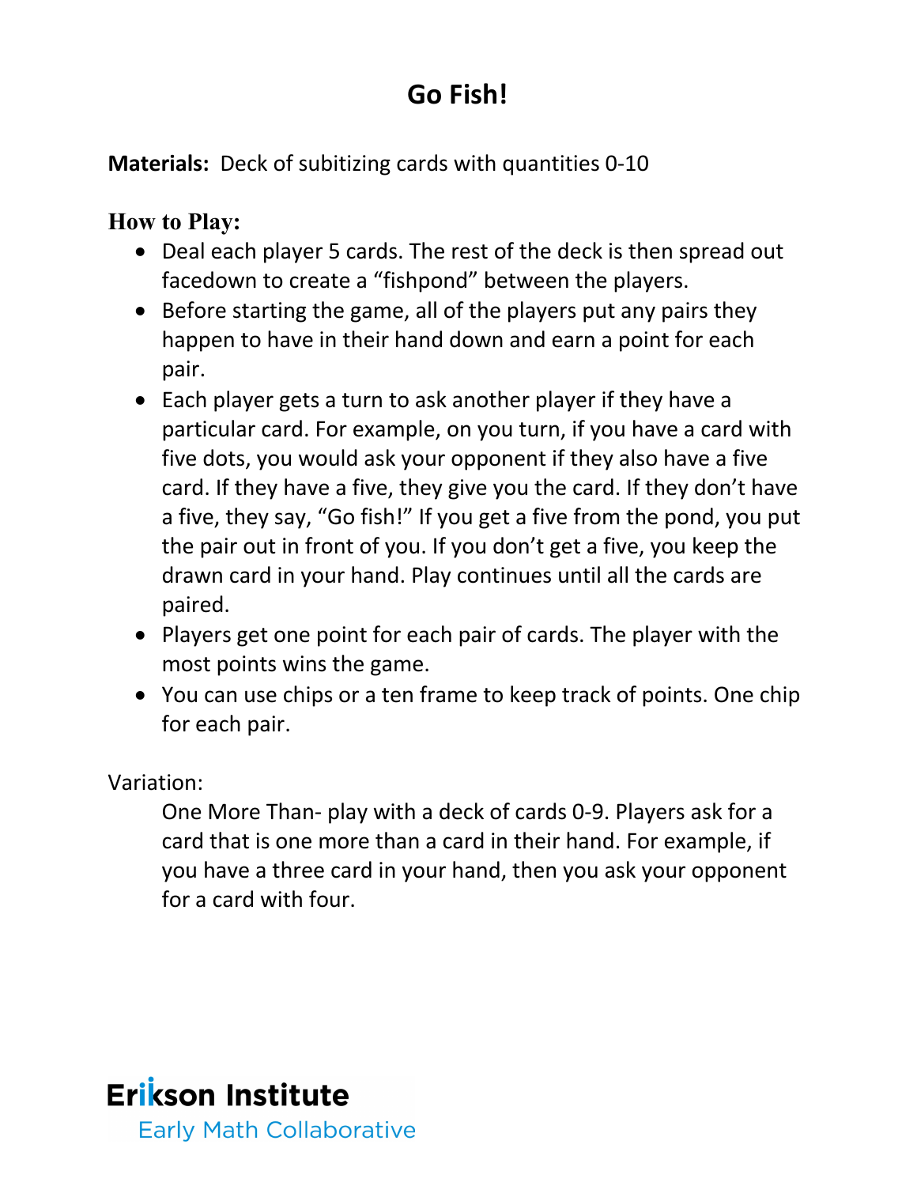# Go Fish!

**Materials:** Deck of subitizing cards with quantities 0-10

**How to Play:**

- Deal each player 5 cards. The rest of the deck is then spread out facedown to create a "fishpond" between the players.
- Before starting the game, all of the players put any pairs they happen to have in their hand down and earn a point for each pair.
- Each player gets a turn to ask another player if they have a particular card. For example, on you turn, if you have a card with five dots, you would ask your opponent if they also have a five card. If they have a five, they give you the card. If they don't have a five, they say, "Go fish!" If you get a five from the pond, you put the pair out in front of you. If you don't get a five, you keep the drawn card in your hand. Play continues until all the cards are paired.
- Players get one point for each pair of cards. The player with the most points wins the game.
- You can use chips or a ten frame to keep track of points. One chip for each pair.

Variation:

One More Than- play with a deck of cards 0-9. Players ask for a card that is one more than a card in their hand. For example, if you have a three card in your hand, then you ask your opponent for a card with four.

Erikson Institute
Early Math Collaborative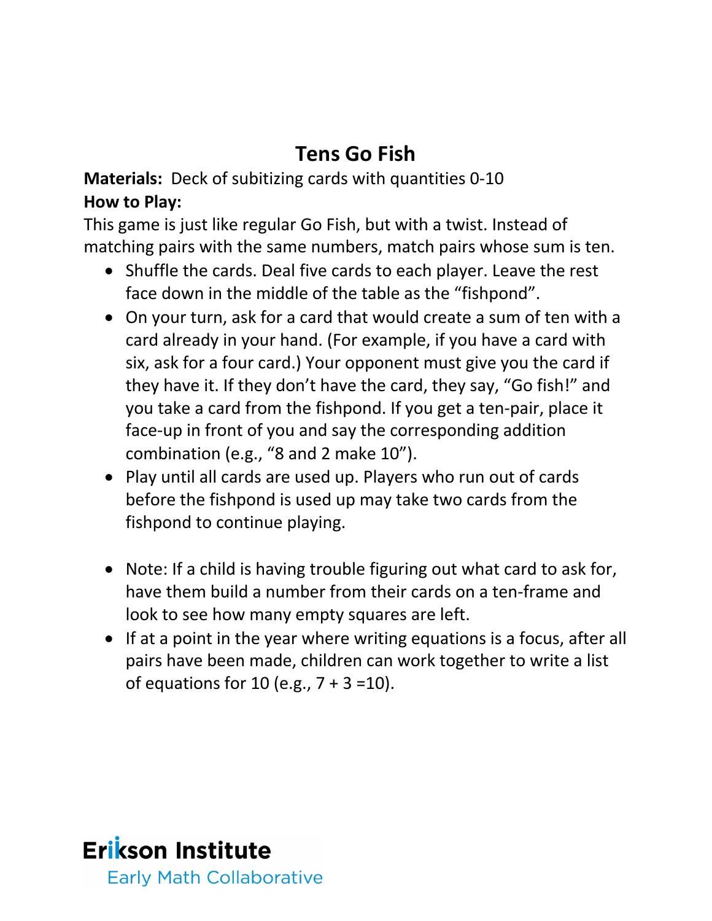# Tens Go Fish

**Materials:** Deck of subitizing cards with quantities 0-10

**How to Play:**

This game is just like regular Go Fish, but with a twist. Instead of matching pairs with the same numbers, match pairs whose sum is ten.

- Shuffle the cards. Deal five cards to each player. Leave the rest face down in the middle of the table as the "fishpond".
- On your turn, ask for a card that would create a sum of ten with a card already in your hand. (For example, if you have a card with six, ask for a four card.) Your opponent must give you the card if they have it. If they don't have the card, they say, "Go fish!" and you take a card from the fishpond. If you get a ten-pair, place it face-up in front of you and say the corresponding addition combination (e.g., "8 and 2 make 10").
- Play until all cards are used up. Players who run out of cards before the fishpond is used up may take two cards from the fishpond to continue playing.

- Note: If a child is having trouble figuring out what card to ask for, have them build a number from their cards on a ten-frame and look to see how many empty squares are left.
- If at a point in the year where writing equations is a focus, after all pairs have been made, children can work together to write a list of equations for 10 (e.g., $7 + 3 = 10$).

Erikson Institute
Early Math Collaborative